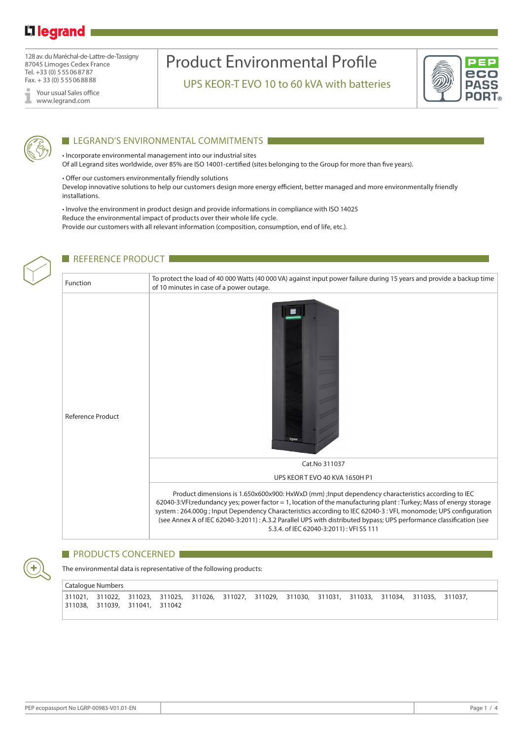legrand

128 av. du Maréchal-de-Lattre-de-Tassigny
87045 Limoges Cedex France
Tel. +33 (0) 5 55 06 87 87
Fax. + 33 (0) 5 55 06 88 88

Your usual Sales office
www.legrand.com

# Product Environmental Profile

## UPS KEOR-T EVO 10 to 60 kVA with batteries

PEP eco PASS PORT®

## LEGRAND'S ENVIRONMENTAL COMMITMENTS

• Incorporate environmental management into our industrial sites
Of all Legrand sites worldwide, over 85% are ISO 14001-certified (sites belonging to the Group for more than five years).

• Offer our customers environmentally friendly solutions
Develop innovative solutions to help our customers design more energy efficient, better managed and more environmentally friendly installations.

• Involve the environment in product design and provide informations in compliance with ISO 14025
Reduce the environmental impact of products over their whole life cycle.
Provide our customers with all relevant information (composition, consumption, end of life, etc.).

## REFERENCE PRODUCT

| | |
|---|---|
| Function | To protect the load of 40 000 Watts (40 000 VA) against input power failure during 15 years and provide a backup time of 10 minutes in case of a power outage. |
| Reference Product | Cat.No 311037<br>UPS KEOR T EVO 40 KVA 1650H P1<br>Product dimensions is 1.650x600x900: HxWxD (mm) ;Input dependency characteristics according to IEC 62040-3:VFI;redundancy yes; power factor = 1, location of the manufacturing plant : Turkey; Mass of energy storage system : 264.000g ; Input Dependency Characteristics according to IEC 62040-3 : VFI, monomode; UPS configuration (see Annex A of IEC 62040-3:2011) : A.3.2 Parallel UPS with distributed bypass; UPS performance classification (see 5.3.4. of IEC 62040-3:2011) : VFI SS 111 |

## PRODUCTS CONCERNED

The environmental data is representative of the following products:

| Catalogue Numbers |
|---|
| 311021, 311022, 311023, 311025, 311026, 311027, 311029, 311030, 311031, 311033, 311034, 311035, 311037, 311038, 311039, 311041, 311042 |

PEP ecopassport No LGRP-00983-V01.01-EN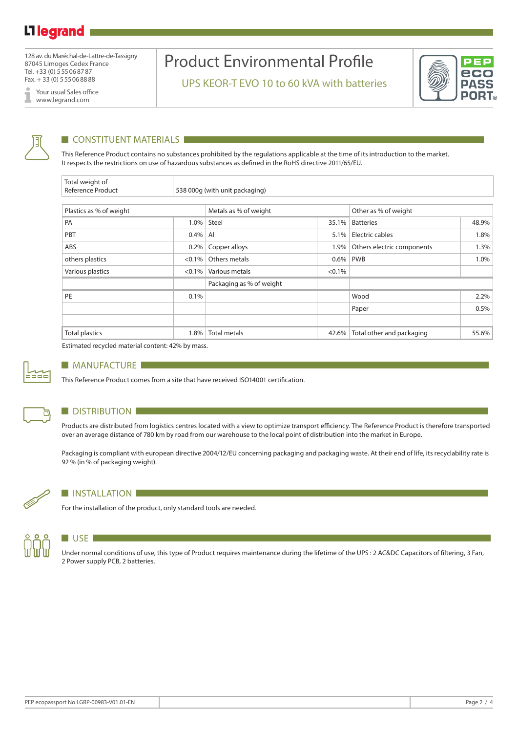128 av. du Maréchal-de-Lattre-de-Tassigny
87045 Limoges Cedex France
Tel. +33 (0) 5 55 06 87 87
Fax. + 33 (0) 5 55 06 88 88

Your usual Sales office
www.legrand.com

# Product Environmental Profile

## UPS KEOR-T EVO 10 to 60 kVA with batteries

## CONSTITUENT MATERIALS

This Reference Product contains no substances prohibited by the regulations applicable at the time of its introduction to the market.
It respects the restrictions on use of hazardous substances as defined in the RoHS directive 2011/65/EU.

| Total weight of Reference Product | 538 000g (with unit packaging) |
|---|---|

| Plastics as % of weight | | Metals as % of weight | | Other as % of weight | |
|---|---|---|---|---|---|
| PA | 1.0% | Steel | 35.1% | Batteries | 48.9% |
| PBT | 0.4% | Al | 5.1% | Electric cables | 1.8% |
| ABS | 0.2% | Copper alloys | 1.9% | Others electric components | 1.3% |
| others plastics | <0.1% | Others metals | 0.6% | PWB | 1.0% |
| Various plastics | <0.1% | Various metals | <0.1% | | |
| | | Packaging as % of weight | | | |
| PE | 0.1% | | | Wood | 2.2% |
| | | | | Paper | 0.5% |
| | | | | | |
| Total plastics | 1.8% | Total metals | 42.6% | Total other and packaging | 55.6% |

Estimated recycled material content: 42% by mass.

## MANUFACTURE

This Reference Product comes from a site that have received ISO14001 certification.

## DISTRIBUTION

Products are distributed from logistics centres located with a view to optimize transport efficiency. The Reference Product is therefore transported over an average distance of 780 km by road from our warehouse to the local point of distribution into the market in Europe.

Packaging is compliant with european directive 2004/12/EU concerning packaging and packaging waste. At their end of life, its recyclability rate is 92 % (in % of packaging weight).

## INSTALLATION

For the installation of the product, only standard tools are needed.

## USE

Under normal conditions of use, this type of Product requires maintenance during the lifetime of the UPS : 2 AC&DC Capacitors of filtering, 3 Fan, 2 Power supply PCB, 2 batteries.

PEP ecopassport No LGRP-00983-V01.01-EN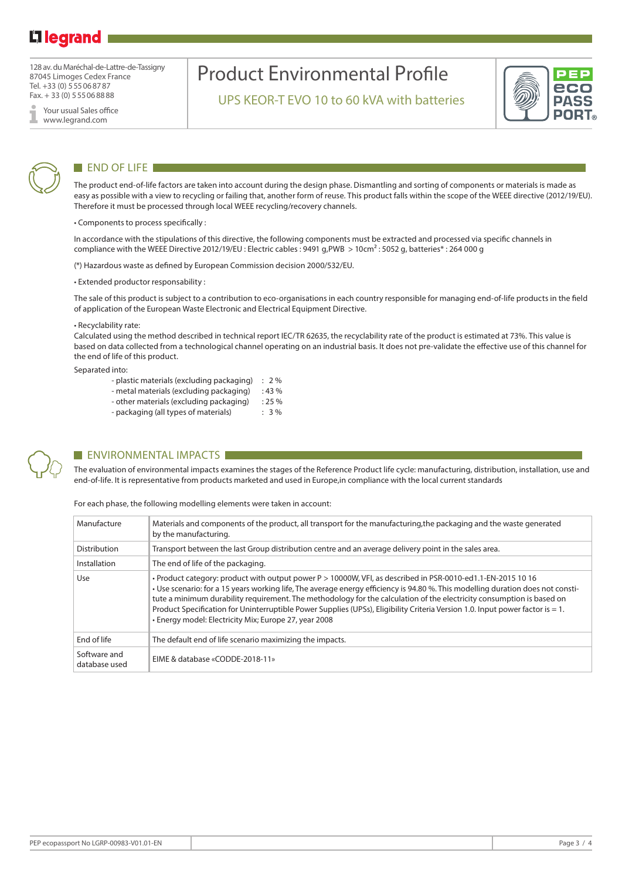# Product Environmental Profile

UPS KEOR-T EVO 10 to 60 kVA with batteries

## END OF LIFE

The product end-of-life factors are taken into account during the design phase. Dismantling and sorting of components or materials is made as easy as possible with a view to recycling or failing that, another form of reuse. This product falls within the scope of the WEEE directive (2012/19/EU). Therefore it must be processed through local WEEE recycling/recovery channels.

• Components to process specifically :

In accordance with the stipulations of this directive, the following components must be extracted and processed via specific channels in compliance with the WEEE Directive 2012/19/EU : Electric cables : 9491 g,PWB > 10cm$^2$ : 5052 g, batteries* : 264 000 g

(*) Hazardous waste as defined by European Commission decision 2000/532/EU.

• Extended productor responsability :

The sale of this product is subject to a contribution to eco-organisations in each country responsible for managing end-of-life products in the field of application of the European Waste Electronic and Electrical Equipment Directive.

• Recyclability rate:
Calculated using the method described in technical report IEC/TR 62635, the recyclability rate of the product is estimated at 73%. This value is based on data collected from a technological channel operating on an industrial basis. It does not pre-validate the effective use of this channel for the end of life of this product.

Separated into:

- plastic materials (excluding packaging) : 2 %
- metal materials (excluding packaging) : 43 %
- other materials (excluding packaging) : 25 %
- packaging (all types of materials) : 3 %

## ENVIRONMENTAL IMPACTS

The evaluation of environmental impacts examines the stages of the Reference Product life cycle: manufacturing, distribution, installation, use and end-of-life. It is representative from products marketed and used in Europe,in compliance with the local current standards

For each phase, the following modelling elements were taken in account:

| | |
|---|---|
| Manufacture | Materials and components of the product, all transport for the manufacturing,the packaging and the waste generated by the manufacturing. |
| Distribution | Transport between the last Group distribution centre and an average delivery point in the sales area. |
| Installation | The end of life of the packaging. |
| Use | • Product category: product with output power P > 10000W, VFI, as described in PSR-0010-ed1.1-EN-2015 10 16<br>• Use scenario: for a 15 years working life, The average energy efficiency is 94.80 %. This modelling duration does not constitute a minimum durability requirement. The methodology for the calculation of the electricity consumption is based on Product Specification for Uninterruptible Power Supplies (UPSs), Eligibility Criteria Version 1.0. Input power factor is = 1.<br>• Energy model: Electricity Mix; Europe 27, year 2008 |
| End of life | The default end of life scenario maximizing the impacts. |
| Software and database used | EIME & database «CODDE-2018-11» |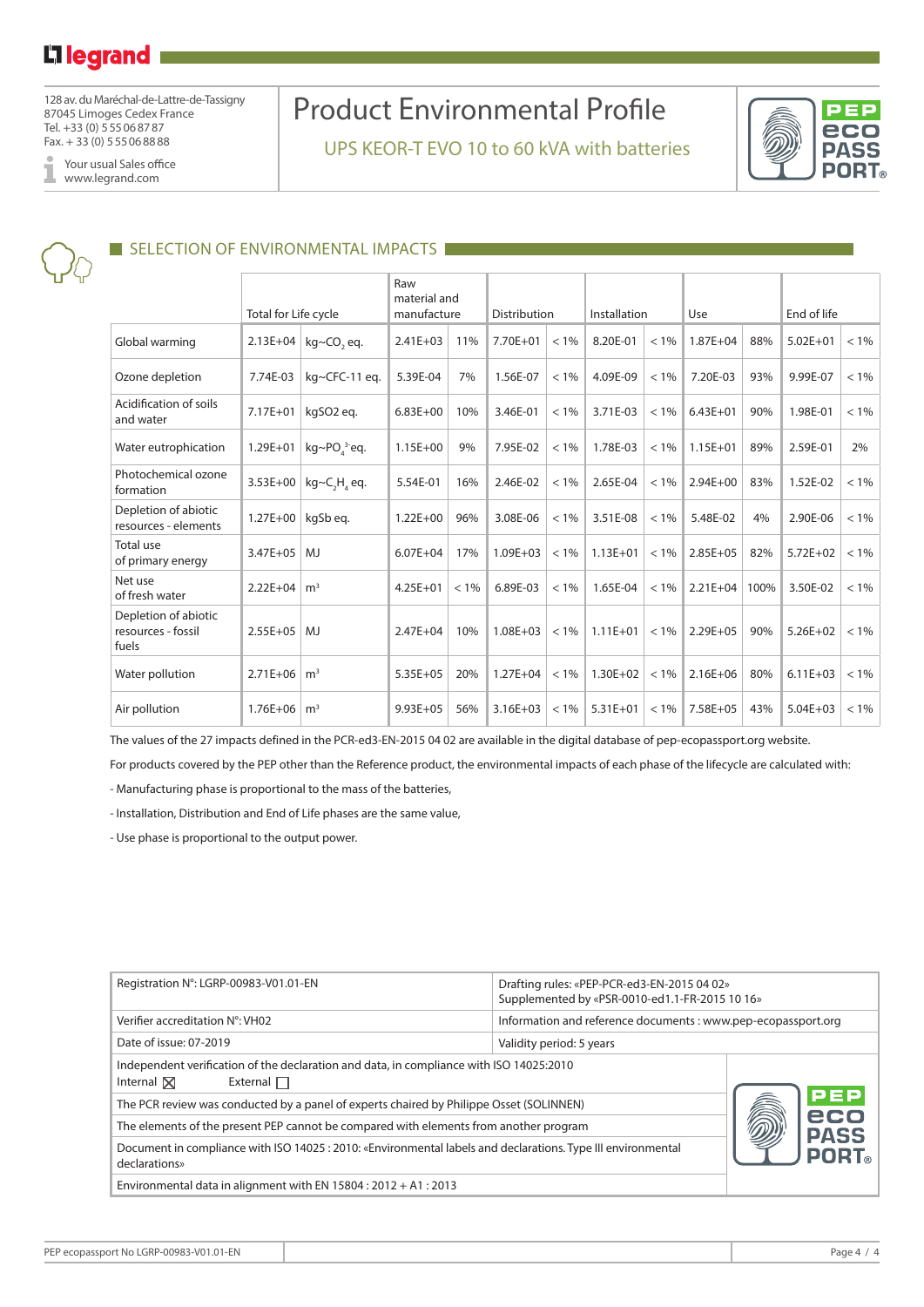**legrand**

128 av. du Maréchal-de-Lattre-de-Tassigny
87045 Limoges Cedex France
Tel. +33 (0) 5 55 06 87 87
Fax. + 33 (0) 5 55 06 88 88

Your usual Sales office
www.legrand.com

# Product Environmental Profile

## UPS KEOR-T EVO 10 to 60 kVA with batteries

## SELECTION OF ENVIRONMENTAL IMPACTS

| | Total for Life cycle | | Raw material and manufacture | | Distribution | | Installation | | Use | | End of life | |
|---|---|---|---|---|---|---|---|---|---|---|---|---|
| Global warming | 2.13E+04 | kg~$CO_2$ eq. | 2.41E+03 | 11% | 7.70E+01 | < 1% | 8.20E-01 | < 1% | 1.87E+04 | 88% | 5.02E+01 | < 1% |
| Ozone depletion | 7.74E-03 | kg~CFC-11 eq. | 5.39E-04 | 7% | 1.56E-07 | < 1% | 4.09E-09 | < 1% | 7.20E-03 | 93% | 9.99E-07 | < 1% |
| Acidification of soils and water | 7.17E+01 | kgSO2 eq. | 6.83E+00 | 10% | 3.46E-01 | < 1% | 3.71E-03 | < 1% | 6.43E+01 | 90% | 1.98E-01 | < 1% |
| Water eutrophication | 1.29E+01 | kg~$PO_4^{3-}$eq. | 1.15E+00 | 9% | 7.95E-02 | < 1% | 1.78E-03 | < 1% | 1.15E+01 | 89% | 2.59E-01 | 2% |
| Photochemical ozone formation | 3.53E+00 | kg~$C_2H_4$ eq. | 5.54E-01 | 16% | 2.46E-02 | < 1% | 2.65E-04 | < 1% | 2.94E+00 | 83% | 1.52E-02 | < 1% |
| Depletion of abiotic resources - elements | 1.27E+00 | kgSb eq. | 1.22E+00 | 96% | 3.08E-06 | < 1% | 3.51E-08 | < 1% | 5.48E-02 | 4% | 2.90E-06 | < 1% |
| Total use of primary energy | 3.47E+05 | MJ | 6.07E+04 | 17% | 1.09E+03 | < 1% | 1.13E+01 | < 1% | 2.85E+05 | 82% | 5.72E+02 | < 1% |
| Net use of fresh water | 2.22E+04 | m³ | 4.25E+01 | < 1% | 6.89E-03 | < 1% | 1.65E-04 | < 1% | 2.21E+04 | 100% | 3.50E-02 | < 1% |
| Depletion of abiotic resources - fossil fuels | 2.55E+05 | MJ | 2.47E+04 | 10% | 1.08E+03 | < 1% | 1.11E+01 | < 1% | 2.29E+05 | 90% | 5.26E+02 | < 1% |
| Water pollution | 2.71E+06 | m³ | 5.35E+05 | 20% | 1.27E+04 | < 1% | 1.30E+02 | < 1% | 2.16E+06 | 80% | 6.11E+03 | < 1% |
| Air pollution | 1.76E+06 | m³ | 9.93E+05 | 56% | 3.16E+03 | < 1% | 5.31E+01 | < 1% | 7.58E+05 | 43% | 5.04E+03 | < 1% |

The values of the 27 impacts defined in the PCR-ed3-EN-2015 04 02 are available in the digital database of pep-ecopassport.org website.

For products covered by the PEP other than the Reference product, the environmental impacts of each phase of the lifecycle are calculated with:

- Manufacturing phase is proportional to the mass of the batteries,
- Installation, Distribution and End of Life phases are the same value,
- Use phase is proportional to the output power.

| | |
|---|---|
| Registration N°: LGRP-00983-V01.01-EN | Drafting rules: «PEP-PCR-ed3-EN-2015 04 02» Supplemented by «PSR-0010-ed1.1-FR-2015 10 16» |
| Verifier accreditation N°: VH02 | Information and reference documents : www.pep-ecopassport.org |
| Date of issue: 07-2019 | Validity period: 5 years |
| Independent verification of the declaration and data, in compliance with ISO 14025:2010<br>Internal ☒ External ☐ | |
| The PCR review was conducted by a panel of experts chaired by Philippe Osset (SOLINNEN) | |
| The elements of the present PEP cannot be compared with elements from another program | |
| Document in compliance with ISO 14025 : 2010: «Environmental labels and declarations. Type III environmental declarations» | |
| Environmental data in alignment with EN 15804 : 2012 + A1 : 2013 | |

PEP ecopassport No LGRP-00983-V01.01-EN